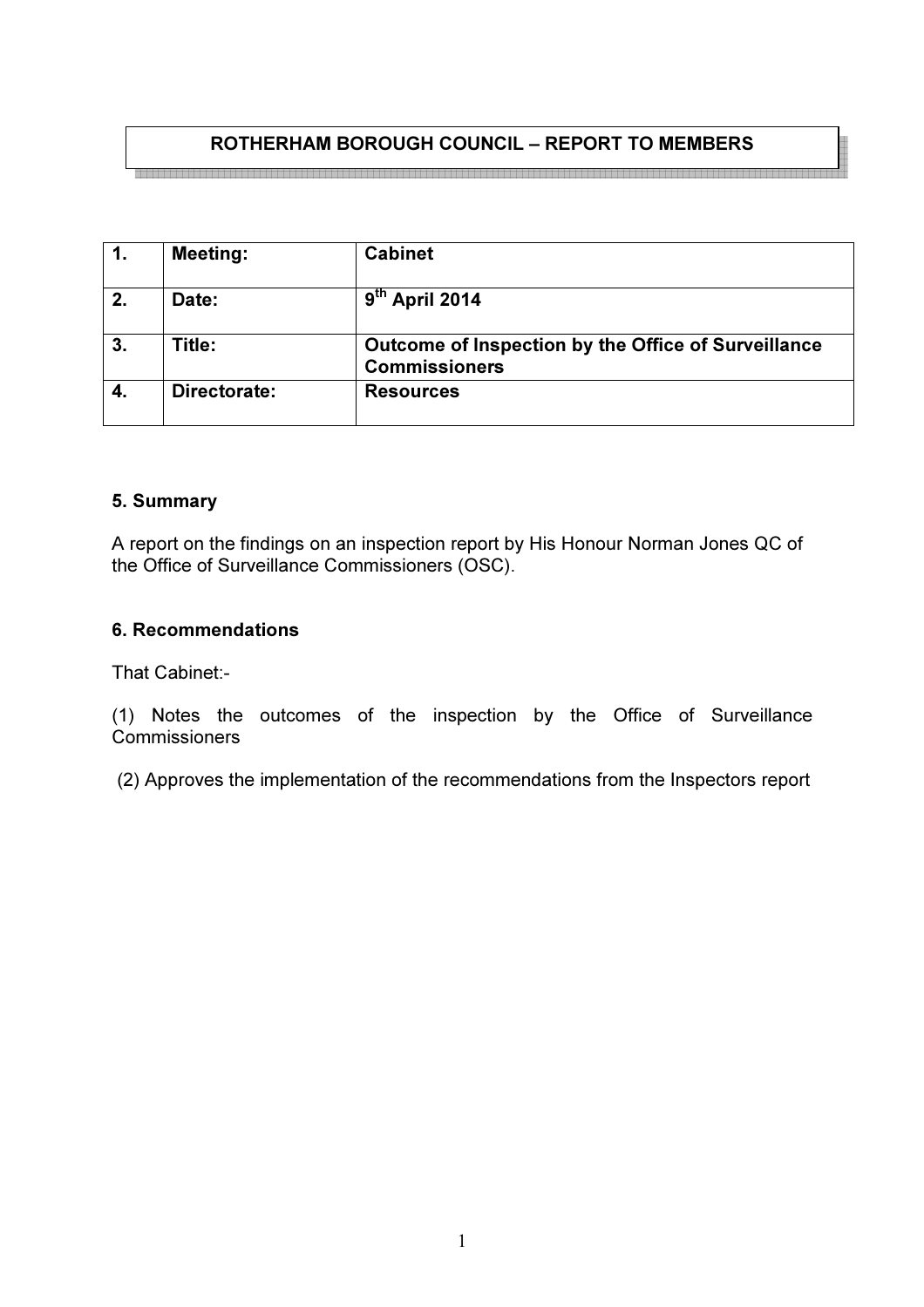# ROTHERHAM BOROUGH COUNCIL – REPORT TO MEMBERS

| 1. | Meeting: | Cabinet |
|---|---|---|
| 2. | Date: | 9th April 2014 |
| 3. | Title: | Outcome of Inspection by the Office of Surveillance Commissioners |
| 4. | Directorate: | Resources |

## 5. Summary

A report on the findings on an inspection report by His Honour Norman Jones QC of the Office of Surveillance Commissioners (OSC).

## 6. Recommendations

That Cabinet:-

(1) Notes the outcomes of the inspection by the Office of Surveillance Commissioners

(2) Approves the implementation of the recommendations from the Inspectors report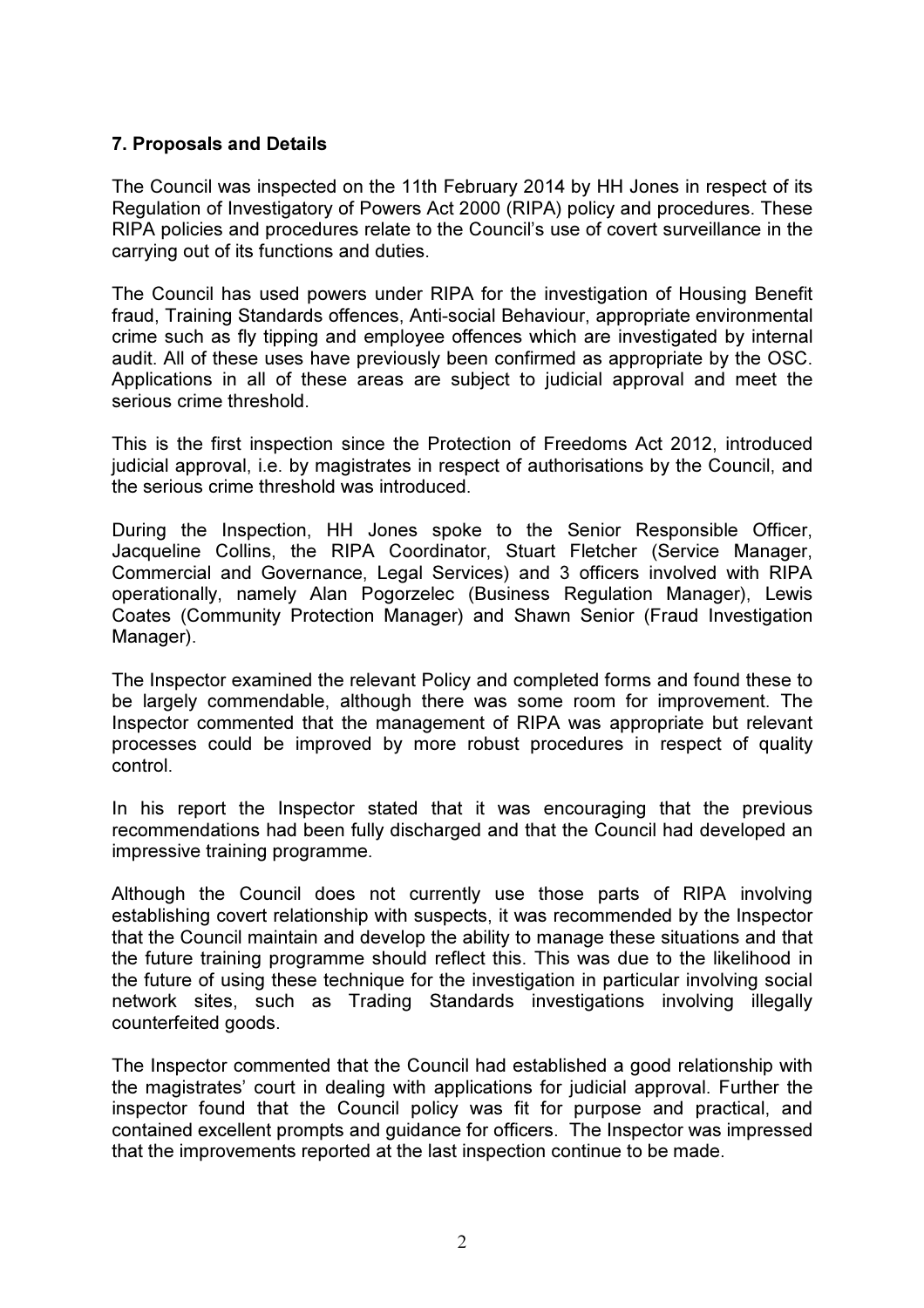**7. Proposals and Details**

The Council was inspected on the 11th February 2014 by HH Jones in respect of its Regulation of Investigatory of Powers Act 2000 (RIPA) policy and procedures. These RIPA policies and procedures relate to the Council's use of covert surveillance in the carrying out of its functions and duties.

The Council has used powers under RIPA for the investigation of Housing Benefit fraud, Training Standards offences, Anti-social Behaviour, appropriate environmental crime such as fly tipping and employee offences which are investigated by internal audit. All of these uses have previously been confirmed as appropriate by the OSC. Applications in all of these areas are subject to judicial approval and meet the serious crime threshold.

This is the first inspection since the Protection of Freedoms Act 2012, introduced judicial approval, i.e. by magistrates in respect of authorisations by the Council, and the serious crime threshold was introduced.

During the Inspection, HH Jones spoke to the Senior Responsible Officer, Jacqueline Collins, the RIPA Coordinator, Stuart Fletcher (Service Manager, Commercial and Governance, Legal Services) and 3 officers involved with RIPA operationally, namely Alan Pogorzelec (Business Regulation Manager), Lewis Coates (Community Protection Manager) and Shawn Senior (Fraud Investigation Manager).

The Inspector examined the relevant Policy and completed forms and found these to be largely commendable, although there was some room for improvement. The Inspector commented that the management of RIPA was appropriate but relevant processes could be improved by more robust procedures in respect of quality control.

In his report the Inspector stated that it was encouraging that the previous recommendations had been fully discharged and that the Council had developed an impressive training programme.

Although the Council does not currently use those parts of RIPA involving establishing covert relationship with suspects, it was recommended by the Inspector that the Council maintain and develop the ability to manage these situations and that the future training programme should reflect this. This was due to the likelihood in the future of using these technique for the investigation in particular involving social network sites, such as Trading Standards investigations involving illegally counterfeited goods.

The Inspector commented that the Council had established a good relationship with the magistrates' court in dealing with applications for judicial approval. Further the inspector found that the Council policy was fit for purpose and practical, and contained excellent prompts and guidance for officers. The Inspector was impressed that the improvements reported at the last inspection continue to be made.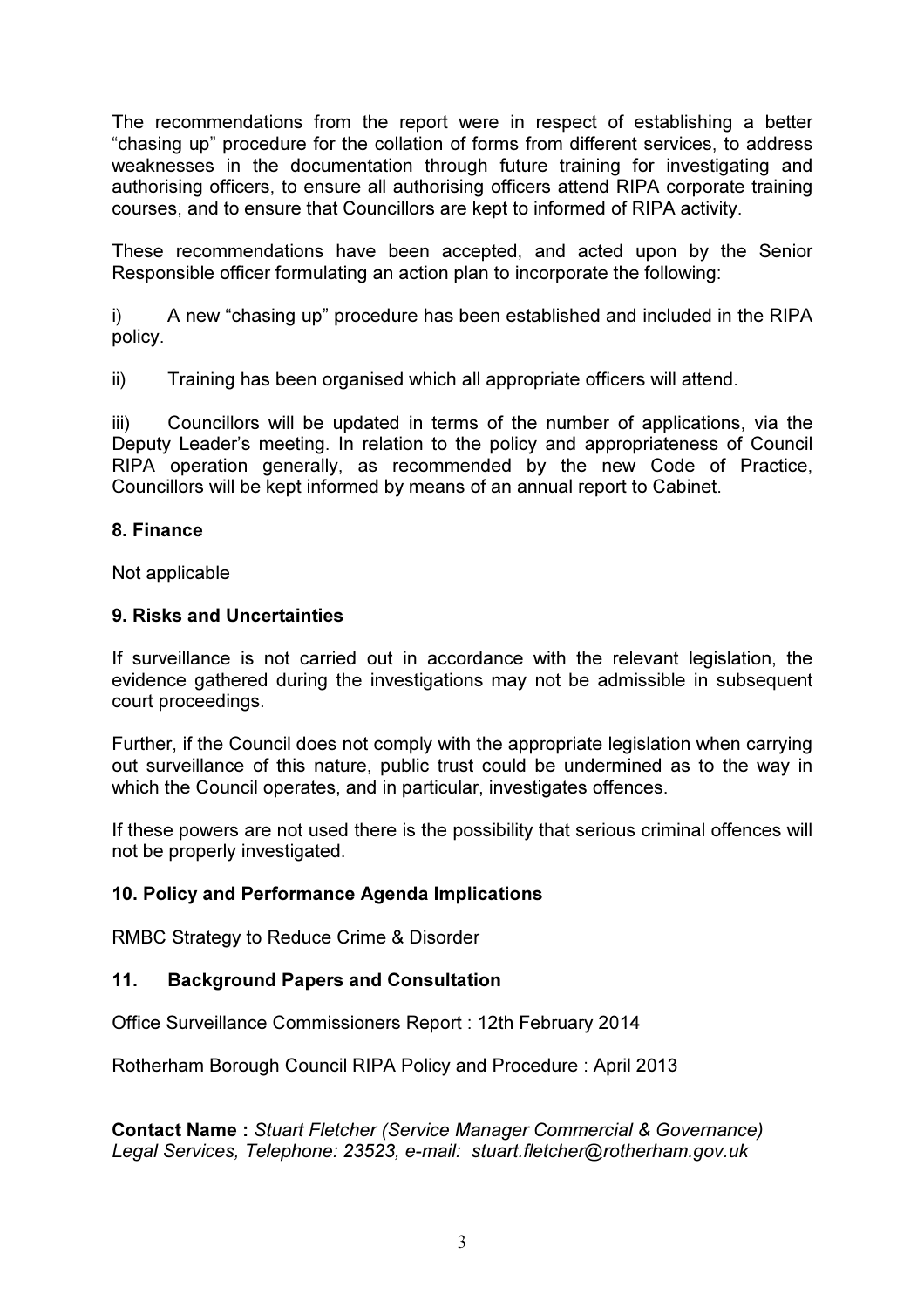The recommendations from the report were in respect of establishing a better "chasing up" procedure for the collation of forms from different services, to address weaknesses in the documentation through future training for investigating and authorising officers, to ensure all authorising officers attend RIPA corporate training courses, and to ensure that Councillors are kept to informed of RIPA activity.

These recommendations have been accepted, and acted upon by the Senior Responsible officer formulating an action plan to incorporate the following:

i) A new "chasing up" procedure has been established and included in the RIPA policy.

ii) Training has been organised which all appropriate officers will attend.

iii) Councillors will be updated in terms of the number of applications, via the Deputy Leader's meeting. In relation to the policy and appropriateness of Council RIPA operation generally, as recommended by the new Code of Practice, Councillors will be kept informed by means of an annual report to Cabinet.

## 8. Finance

Not applicable

## 9. Risks and Uncertainties

If surveillance is not carried out in accordance with the relevant legislation, the evidence gathered during the investigations may not be admissible in subsequent court proceedings.

Further, if the Council does not comply with the appropriate legislation when carrying out surveillance of this nature, public trust could be undermined as to the way in which the Council operates, and in particular, investigates offences.

If these powers are not used there is the possibility that serious criminal offences will not be properly investigated.

## 10. Policy and Performance Agenda Implications

RMBC Strategy to Reduce Crime & Disorder

## 11. Background Papers and Consultation

Office Surveillance Commissioners Report : 12th February 2014

Rotherham Borough Council RIPA Policy and Procedure : April 2013

**Contact Name :** *Stuart Fletcher (Service Manager Commercial & Governance) Legal Services, Telephone: 23523, e-mail: stuart.fletcher@rotherham.gov.uk*